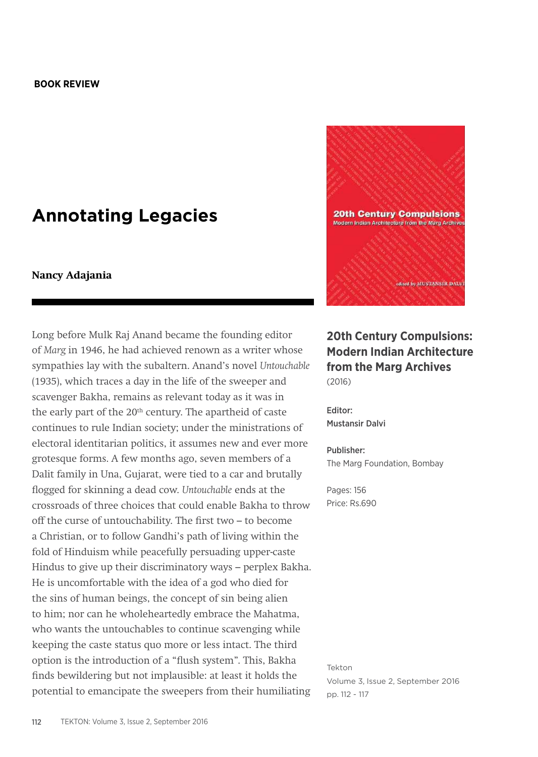**BOOK REVIEW**

# Annotating Legacies

**Nancy Adajania**

## 20th Century Compulsions: Modern Indian Architecture from the Marg Archives

(2016)

Editor:
Mustansir Dalvi

Publisher:
The Marg Foundation, Bombay

Pages: 156
Price: Rs.690

Tekton
Volume 3, Issue 2, September 2016
pp. 112 - 117

Long before Mulk Raj Anand became the founding editor of *Marg* in 1946, he had achieved renown as a writer whose sympathies lay with the subaltern. Anand's novel *Untouchable* (1935), which traces a day in the life of the sweeper and scavenger Bakha, remains as relevant today as it was in the early part of the 20th century. The apartheid of caste continues to rule Indian society; under the ministrations of electoral identitarian politics, it assumes new and ever more grotesque forms. A few months ago, seven members of a Dalit family in Una, Gujarat, were tied to a car and brutally flogged for skinning a dead cow. *Untouchable* ends at the crossroads of three choices that could enable Bakha to throw off the curse of untouchability. The first two – to become a Christian, or to follow Gandhi's path of living within the fold of Hinduism while peacefully persuading upper-caste Hindus to give up their discriminatory ways – perplex Bakha. He is uncomfortable with the idea of a god who died for the sins of human beings, the concept of sin being alien to him; nor can he wholeheartedly embrace the Mahatma, who wants the untouchables to continue scavenging while keeping the caste status quo more or less intact. The third option is the introduction of a "flush system". This, Bakha finds bewildering but not implausible: at least it holds the potential to emancipate the sweepers from their humiliating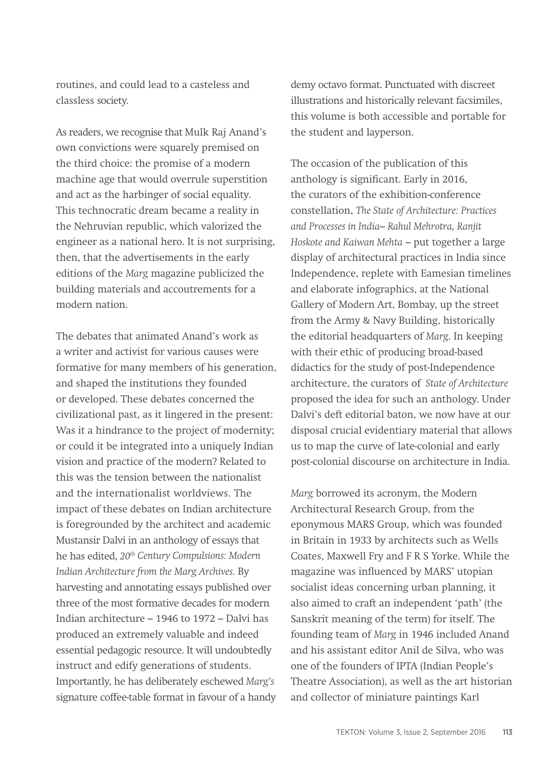routines, and could lead to a casteless and classless society.

As readers, we recognise that Mulk Raj Anand's own convictions were squarely premised on the third choice: the promise of a modern machine age that would overrule superstition and act as the harbinger of social equality. This technocratic dream became a reality in the Nehruvian republic, which valorized the engineer as a national hero. It is not surprising, then, that the advertisements in the early editions of the *Marg* magazine publicized the building materials and accoutrements for a modern nation.

The debates that animated Anand's work as a writer and activist for various causes were formative for many members of his generation, and shaped the institutions they founded or developed. These debates concerned the civilizational past, as it lingered in the present: Was it a hindrance to the project of modernity; or could it be integrated into a uniquely Indian vision and practice of the modern? Related to this was the tension between the nationalist and the internationalist worldviews. The impact of these debates on Indian architecture is foregrounded by the architect and academic Mustansir Dalvi in an anthology of essays that he has edited, *20th Century Compulsions: Modern Indian Architecture from the Marg Archives.* By harvesting and annotating essays published over three of the most formative decades for modern Indian architecture – 1946 to 1972 – Dalvi has produced an extremely valuable and indeed essential pedagogic resource. It will undoubtedly instruct and edify generations of students. Importantly, he has deliberately eschewed *Marg's* signature coffee-table format in favour of a handy demy octavo format. Punctuated with discreet illustrations and historically relevant facsimiles, this volume is both accessible and portable for the student and layperson.

The occasion of the publication of this anthology is significant. Early in 2016, the curators of the exhibition-conference constellation, *The State of Architecture: Practices and Processes in India– Rahul Mehrotra, Ranjit Hoskote and Kaiwan Mehta* – put together a large display of architectural practices in India since Independence, replete with Eamesian timelines and elaborate infographics, at the National Gallery of Modern Art, Bombay, up the street from the Army & Navy Building, historically the editorial headquarters of *Marg*. In keeping with their ethic of producing broad-based didactics for the study of post-Independence architecture, the curators of *State of Architecture* proposed the idea for such an anthology. Under Dalvi's deft editorial baton, we now have at our disposal crucial evidentiary material that allows us to map the curve of late-colonial and early post-colonial discourse on architecture in India.

*Marg* borrowed its acronym, the Modern Architectural Research Group, from the eponymous MARS Group, which was founded in Britain in 1933 by architects such as Wells Coates, Maxwell Fry and F R S Yorke. While the magazine was influenced by MARS' utopian socialist ideas concerning urban planning, it also aimed to craft an independent 'path' (the Sanskrit meaning of the term) for itself. The founding team of *Marg* in 1946 included Anand and his assistant editor Anil de Silva, who was one of the founders of IPTA (Indian People's Theatre Association), as well as the art historian and collector of miniature paintings Karl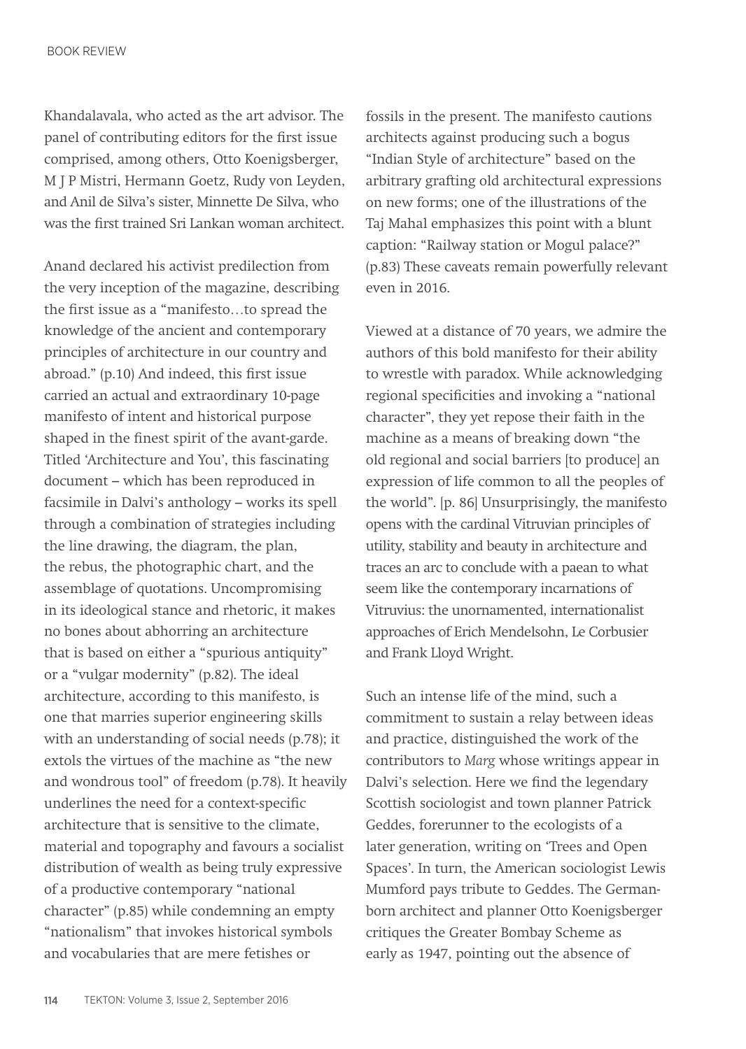Khandalavala, who acted as the art advisor. The panel of contributing editors for the first issue comprised, among others, Otto Koenigsberger, M J P Mistri, Hermann Goetz, Rudy von Leyden, and Anil de Silva's sister, Minnette De Silva, who was the first trained Sri Lankan woman architect.

Anand declared his activist predilection from the very inception of the magazine, describing the first issue as a "manifesto…to spread the knowledge of the ancient and contemporary principles of architecture in our country and abroad." (p.10) And indeed, this first issue carried an actual and extraordinary 10-page manifesto of intent and historical purpose shaped in the finest spirit of the avant-garde. Titled 'Architecture and You', this fascinating document – which has been reproduced in facsimile in Dalvi's anthology – works its spell through a combination of strategies including the line drawing, the diagram, the plan, the rebus, the photographic chart, and the assemblage of quotations. Uncompromising in its ideological stance and rhetoric, it makes no bones about abhorring an architecture that is based on either a "spurious antiquity" or a "vulgar modernity" (p.82). The ideal architecture, according to this manifesto, is one that marries superior engineering skills with an understanding of social needs (p.78); it extols the virtues of the machine as "the new and wondrous tool" of freedom (p.78). It heavily underlines the need for a context-specific architecture that is sensitive to the climate, material and topography and favours a socialist distribution of wealth as being truly expressive of a productive contemporary "national character" (p.85) while condemning an empty "nationalism" that invokes historical symbols and vocabularies that are mere fetishes or fossils in the present. The manifesto cautions architects against producing such a bogus "Indian Style of architecture" based on the arbitrary grafting old architectural expressions on new forms; one of the illustrations of the Taj Mahal emphasizes this point with a blunt caption: "Railway station or Mogul palace?" (p.83) These caveats remain powerfully relevant even in 2016.

Viewed at a distance of 70 years, we admire the authors of this bold manifesto for their ability to wrestle with paradox. While acknowledging regional specificities and invoking a "national character", they yet repose their faith in the machine as a means of breaking down "the old regional and social barriers [to produce] an expression of life common to all the peoples of the world". [p. 86] Unsurprisingly, the manifesto opens with the cardinal Vitruvian principles of utility, stability and beauty in architecture and traces an arc to conclude with a paean to what seem like the contemporary incarnations of Vitruvius: the unornamented, internationalist approaches of Erich Mendelsohn, Le Corbusier and Frank Lloyd Wright.

Such an intense life of the mind, such a commitment to sustain a relay between ideas and practice, distinguished the work of the contributors to *Marg* whose writings appear in Dalvi's selection. Here we find the legendary Scottish sociologist and town planner Patrick Geddes, forerunner to the ecologists of a later generation, writing on 'Trees and Open Spaces'. In turn, the American sociologist Lewis Mumford pays tribute to Geddes. The German-born architect and planner Otto Koenigsberger critiques the Greater Bombay Scheme as early as 1947, pointing out the absence of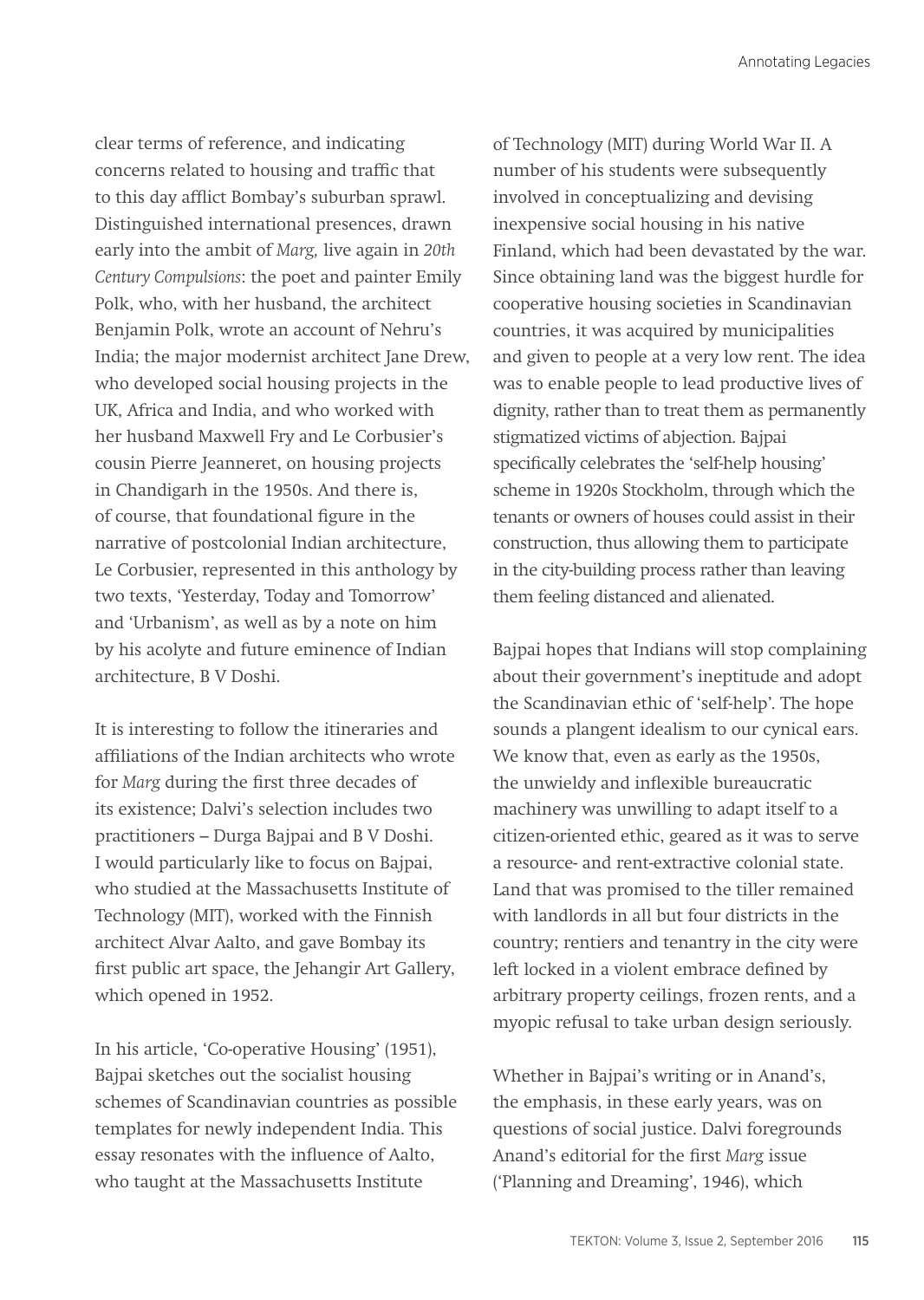clear terms of reference, and indicating concerns related to housing and traffic that to this day afflict Bombay's suburban sprawl. Distinguished international presences, drawn early into the ambit of *Marg,* live again in *20th Century Compulsions*: the poet and painter Emily Polk, who, with her husband, the architect Benjamin Polk, wrote an account of Nehru's India; the major modernist architect Jane Drew, who developed social housing projects in the UK, Africa and India, and who worked with her husband Maxwell Fry and Le Corbusier's cousin Pierre Jeanneret, on housing projects in Chandigarh in the 1950s. And there is, of course, that foundational figure in the narrative of postcolonial Indian architecture, Le Corbusier, represented in this anthology by two texts, 'Yesterday, Today and Tomorrow' and 'Urbanism', as well as by a note on him by his acolyte and future eminence of Indian architecture, B V Doshi.

It is interesting to follow the itineraries and affiliations of the Indian architects who wrote for *Marg* during the first three decades of its existence; Dalvi's selection includes two practitioners – Durga Bajpai and B V Doshi. I would particularly like to focus on Bajpai, who studied at the Massachusetts Institute of Technology (MIT), worked with the Finnish architect Alvar Aalto, and gave Bombay its first public art space, the Jehangir Art Gallery, which opened in 1952.

In his article, 'Co-operative Housing' (1951), Bajpai sketches out the socialist housing schemes of Scandinavian countries as possible templates for newly independent India. This essay resonates with the influence of Aalto, who taught at the Massachusetts Institute of Technology (MIT) during World War II. A number of his students were subsequently involved in conceptualizing and devising inexpensive social housing in his native Finland, which had been devastated by the war. Since obtaining land was the biggest hurdle for cooperative housing societies in Scandinavian countries, it was acquired by municipalities and given to people at a very low rent. The idea was to enable people to lead productive lives of dignity, rather than to treat them as permanently stigmatized victims of abjection. Bajpai specifically celebrates the 'self-help housing' scheme in 1920s Stockholm, through which the tenants or owners of houses could assist in their construction, thus allowing them to participate in the city-building process rather than leaving them feeling distanced and alienated.

Bajpai hopes that Indians will stop complaining about their government's ineptitude and adopt the Scandinavian ethic of 'self-help'. The hope sounds a plangent idealism to our cynical ears. We know that, even as early as the 1950s, the unwieldy and inflexible bureaucratic machinery was unwilling to adapt itself to a citizen-oriented ethic, geared as it was to serve a resource- and rent-extractive colonial state. Land that was promised to the tiller remained with landlords in all but four districts in the country; rentiers and tenantry in the city were left locked in a violent embrace defined by arbitrary property ceilings, frozen rents, and a myopic refusal to take urban design seriously.

Whether in Bajpai's writing or in Anand's, the emphasis, in these early years, was on questions of social justice. Dalvi foregrounds Anand's editorial for the first *Marg* issue ('Planning and Dreaming', 1946), which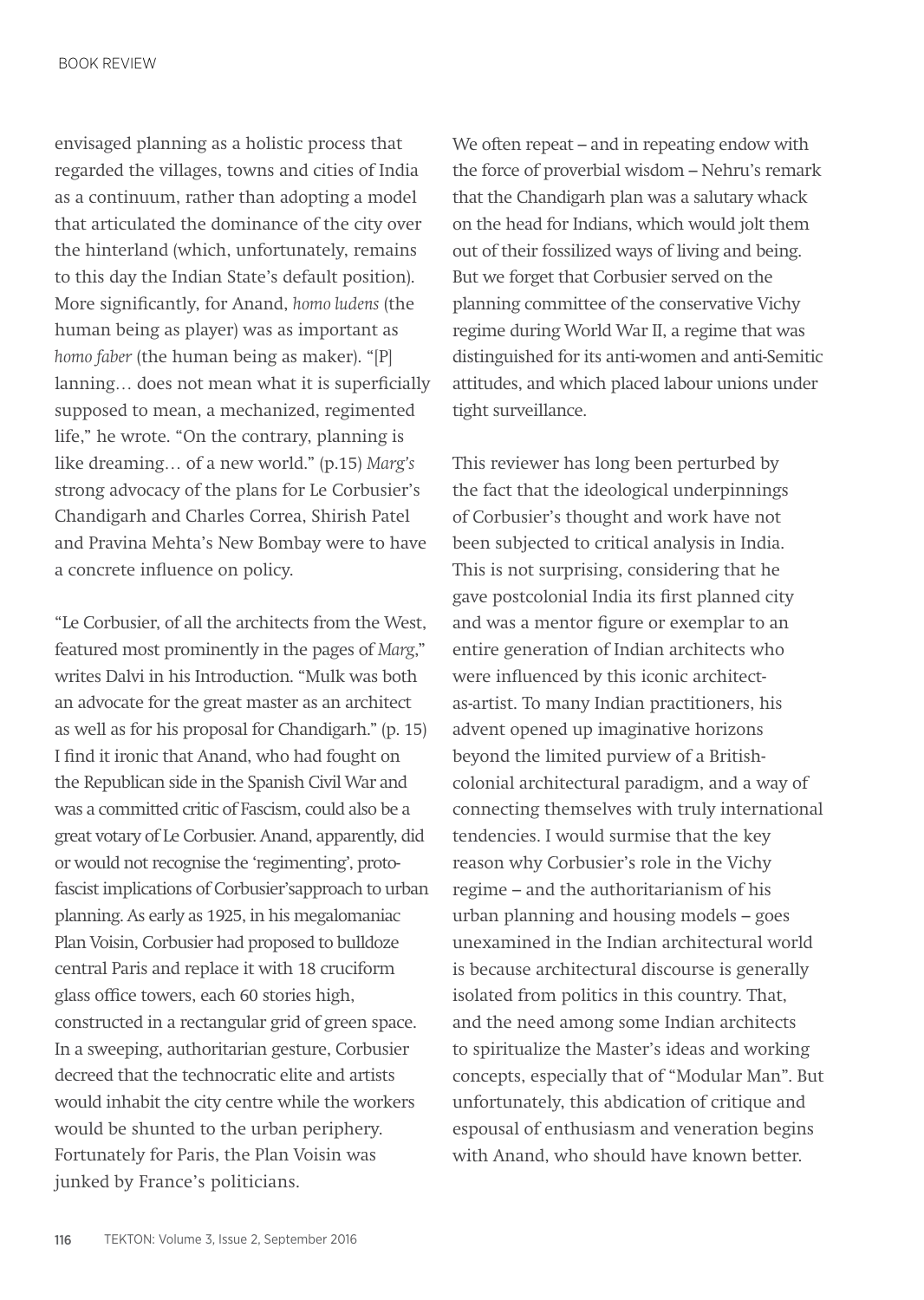envisaged planning as a holistic process that regarded the villages, towns and cities of India as a continuum, rather than adopting a model that articulated the dominance of the city over the hinterland (which, unfortunately, remains to this day the Indian State's default position). More significantly, for Anand, *homo ludens* (the human being as player) was as important as *homo faber* (the human being as maker). "[P]lanning… does not mean what it is superficially supposed to mean, a mechanized, regimented life," he wrote. "On the contrary, planning is like dreaming… of a new world." (p.15) *Marg's* strong advocacy of the plans for Le Corbusier's Chandigarh and Charles Correa, Shirish Patel and Pravina Mehta's New Bombay were to have a concrete influence on policy.

"Le Corbusier, of all the architects from the West, featured most prominently in the pages of *Marg*," writes Dalvi in his Introduction. "Mulk was both an advocate for the great master as an architect as well as for his proposal for Chandigarh." (p. 15) I find it ironic that Anand, who had fought on the Republican side in the Spanish Civil War and was a committed critic of Fascism, could also be a great votary of Le Corbusier. Anand, apparently, did or would not recognise the 'regimenting', proto-fascist implications of Corbusier'sapproach to urban planning. As early as 1925, in his megalomaniac Plan Voisin, Corbusier had proposed to bulldoze central Paris and replace it with 18 cruciform glass office towers, each 60 stories high, constructed in a rectangular grid of green space. In a sweeping, authoritarian gesture, Corbusier decreed that the technocratic elite and artists would inhabit the city centre while the workers would be shunted to the urban periphery. Fortunately for Paris, the Plan Voisin was junked by France's politicians.

We often repeat – and in repeating endow with the force of proverbial wisdom – Nehru's remark that the Chandigarh plan was a salutary whack on the head for Indians, which would jolt them out of their fossilized ways of living and being. But we forget that Corbusier served on the planning committee of the conservative Vichy regime during World War II, a regime that was distinguished for its anti-women and anti-Semitic attitudes, and which placed labour unions under tight surveillance.

This reviewer has long been perturbed by the fact that the ideological underpinnings of Corbusier's thought and work have not been subjected to critical analysis in India. This is not surprising, considering that he gave postcolonial India its first planned city and was a mentor figure or exemplar to an entire generation of Indian architects who were influenced by this iconic architect-as-artist. To many Indian practitioners, his advent opened up imaginative horizons beyond the limited purview of a British-colonial architectural paradigm, and a way of connecting themselves with truly international tendencies. I would surmise that the key reason why Corbusier's role in the Vichy regime – and the authoritarianism of his urban planning and housing models – goes unexamined in the Indian architectural world is because architectural discourse is generally isolated from politics in this country. That, and the need among some Indian architects to spiritualize the Master's ideas and working concepts, especially that of "Modular Man". But unfortunately, this abdication of critique and espousal of enthusiasm and veneration begins with Anand, who should have known better.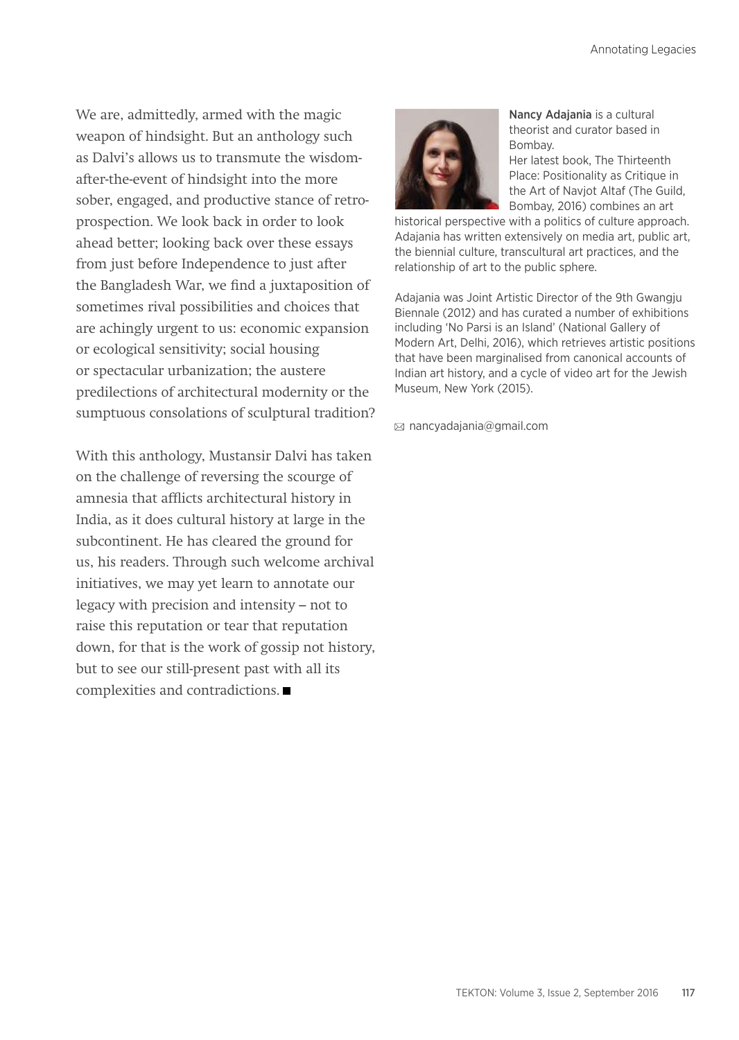We are, admittedly, armed with the magic weapon of hindsight. But an anthology such as Dalvi's allows us to transmute the wisdom-after-the-event of hindsight into the more sober, engaged, and productive stance of retro-prospection. We look back in order to look ahead better; looking back over these essays from just before Independence to just after the Bangladesh War, we find a juxtaposition of sometimes rival possibilities and choices that are achingly urgent to us: economic expansion or ecological sensitivity; social housing or spectacular urbanization; the austere predilections of architectural modernity or the sumptuous consolations of sculptural tradition?

With this anthology, Mustansir Dalvi has taken on the challenge of reversing the scourge of amnesia that afflicts architectural history in India, as it does cultural history at large in the subcontinent. He has cleared the ground for us, his readers. Through such welcome archival initiatives, we may yet learn to annotate our legacy with precision and intensity – not to raise this reputation or tear that reputation down, for that is the work of gossip not history, but to see our still-present past with all its complexities and contradictions. ■

**Nancy Adajania** is a cultural theorist and curator based in Bombay.
Her latest book, The Thirteenth Place: Positionality as Critique in the Art of Navjot Altaf (The Guild, Bombay, 2016) combines an art historical perspective with a politics of culture approach. Adajania has written extensively on media art, public art, the biennial culture, transcultural art practices, and the relationship of art to the public sphere.

Adajania was Joint Artistic Director of the 9th Gwangju Biennale (2012) and has curated a number of exhibitions including 'No Parsi is an Island' (National Gallery of Modern Art, Delhi, 2016), which retrieves artistic positions that have been marginalised from canonical accounts of Indian art history, and a cycle of video art for the Jewish Museum, New York (2015).

✉ nancyadajania@gmail.com